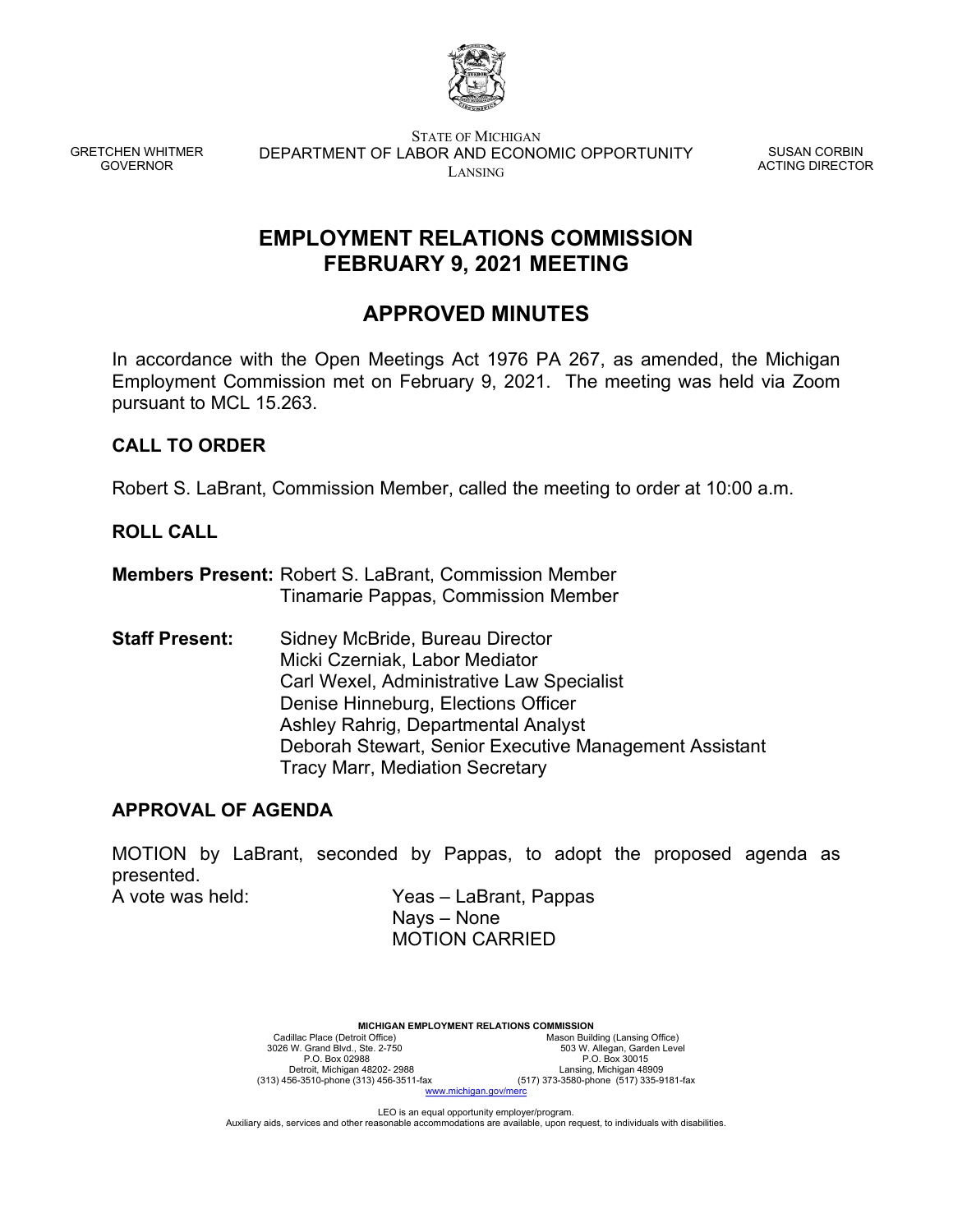GRETCHEN WHITMER
GOVERNOR

STATE OF MICHIGAN
DEPARTMENT OF LABOR AND ECONOMIC OPPORTUNITY
LANSING

SUSAN CORBIN
ACTING DIRECTOR

# EMPLOYMENT RELATIONS COMMISSION
# FEBRUARY 9, 2021 MEETING

# APPROVED MINUTES

In accordance with the Open Meetings Act 1976 PA 267, as amended, the Michigan Employment Commission met on February 9, 2021. The meeting was held via Zoom pursuant to MCL 15.263.

## CALL TO ORDER

Robert S. LaBrant, Commission Member, called the meeting to order at 10:00 a.m.

## ROLL CALL

**Members Present:** Robert S. LaBrant, Commission Member
Tinamarie Pappas, Commission Member

**Staff Present:** Sidney McBride, Bureau Director
Micki Czerniak, Labor Mediator
Carl Wexel, Administrative Law Specialist
Denise Hinneburg, Elections Officer
Ashley Rahrig, Departmental Analyst
Deborah Stewart, Senior Executive Management Assistant
Tracy Marr, Mediation Secretary

## APPROVAL OF AGENDA

MOTION by LaBrant, seconded by Pappas, to adopt the proposed agenda as presented.

A vote was held: Yeas – LaBrant, Pappas
Nays – None
MOTION CARRIED

**MICHIGAN EMPLOYMENT RELATIONS COMMISSION**

Cadillac Place (Detroit Office)
3026 W. Grand Blvd., Ste. 2-750
P.O. Box 02988
Detroit, Michigan 48202- 2988
(313) 456-3510-phone (313) 456-3511-fax

Mason Building (Lansing Office)
503 W. Allegan, Garden Level
P.O. Box 30015
Lansing, Michigan 48909
(517) 373-3580-phone (517) 335-9181-fax

www.michigan.gov/merc

LEO is an equal opportunity employer/program.
Auxiliary aids, services and other reasonable accommodations are available, upon request, to individuals with disabilities.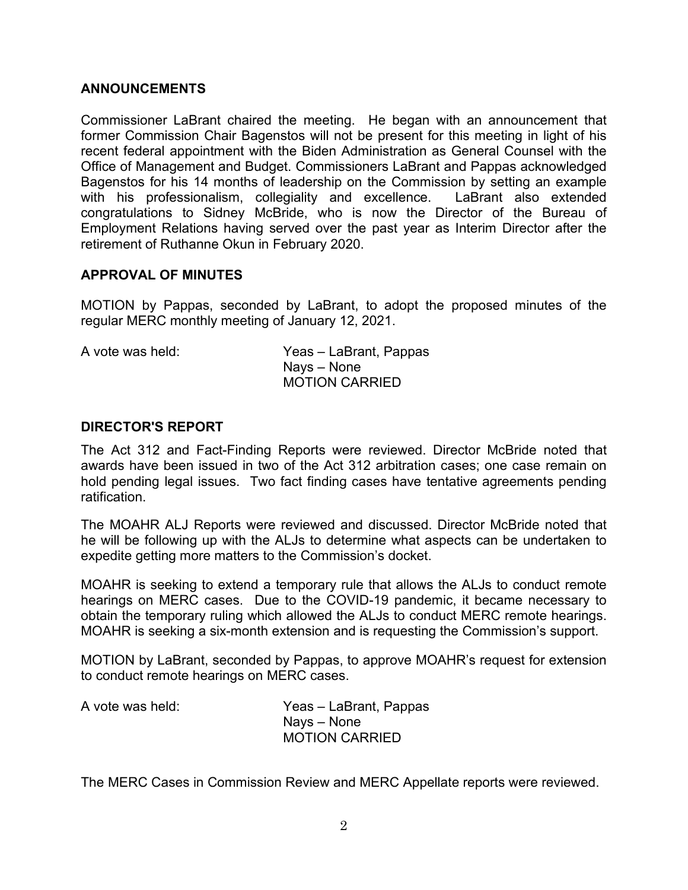## ANNOUNCEMENTS

Commissioner LaBrant chaired the meeting. He began with an announcement that former Commission Chair Bagenstos will not be present for this meeting in light of his recent federal appointment with the Biden Administration as General Counsel with the Office of Management and Budget. Commissioners LaBrant and Pappas acknowledged Bagenstos for his 14 months of leadership on the Commission by setting an example with his professionalism, collegiality and excellence. LaBrant also extended congratulations to Sidney McBride, who is now the Director of the Bureau of Employment Relations having served over the past year as Interim Director after the retirement of Ruthanne Okun in February 2020.

## APPROVAL OF MINUTES

MOTION by Pappas, seconded by LaBrant, to adopt the proposed minutes of the regular MERC monthly meeting of January 12, 2021.

A vote was held: Yeas – LaBrant, Pappas
Nays – None
MOTION CARRIED

## DIRECTOR'S REPORT

The Act 312 and Fact-Finding Reports were reviewed. Director McBride noted that awards have been issued in two of the Act 312 arbitration cases; one case remain on hold pending legal issues. Two fact finding cases have tentative agreements pending ratification.

The MOAHR ALJ Reports were reviewed and discussed. Director McBride noted that he will be following up with the ALJs to determine what aspects can be undertaken to expedite getting more matters to the Commission's docket.

MOAHR is seeking to extend a temporary rule that allows the ALJs to conduct remote hearings on MERC cases. Due to the COVID-19 pandemic, it became necessary to obtain the temporary ruling which allowed the ALJs to conduct MERC remote hearings. MOAHR is seeking a six-month extension and is requesting the Commission's support.

MOTION by LaBrant, seconded by Pappas, to approve MOAHR's request for extension to conduct remote hearings on MERC cases.

A vote was held: Yeas – LaBrant, Pappas
Nays – None
MOTION CARRIED

The MERC Cases in Commission Review and MERC Appellate reports were reviewed.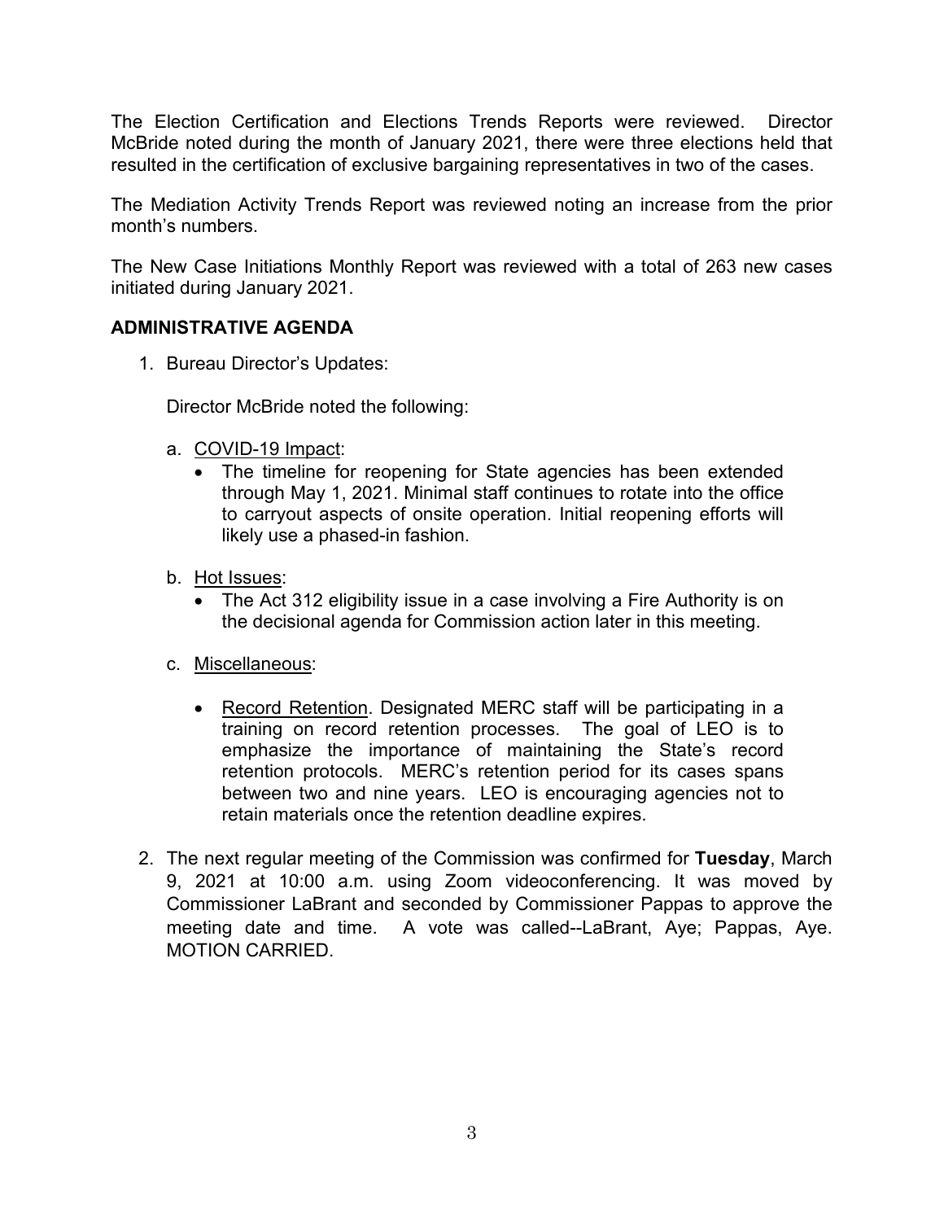The Election Certification and Elections Trends Reports were reviewed. Director McBride noted during the month of January 2021, there were three elections held that resulted in the certification of exclusive bargaining representatives in two of the cases.

The Mediation Activity Trends Report was reviewed noting an increase from the prior month's numbers.

The New Case Initiations Monthly Report was reviewed with a total of 263 new cases initiated during January 2021.

## ADMINISTRATIVE AGENDA

1. Bureau Director's Updates:

   Director McBride noted the following:

   a. <u>COVID-19 Impact</u>:
      - The timeline for reopening for State agencies has been extended through May 1, 2021. Minimal staff continues to rotate into the office to carryout aspects of onsite operation. Initial reopening efforts will likely use a phased-in fashion.

   b. <u>Hot Issues</u>:
      - The Act 312 eligibility issue in a case involving a Fire Authority is on the decisional agenda for Commission action later in this meeting.

   c. <u>Miscellaneous</u>:
      - <u>Record Retention</u>. Designated MERC staff will be participating in a training on record retention processes. The goal of LEO is to emphasize the importance of maintaining the State's record retention protocols. MERC's retention period for its cases spans between two and nine years. LEO is encouraging agencies not to retain materials once the retention deadline expires.

2. The next regular meeting of the Commission was confirmed for **Tuesday**, March 9, 2021 at 10:00 a.m. using Zoom videoconferencing. It was moved by Commissioner LaBrant and seconded by Commissioner Pappas to approve the meeting date and time. A vote was called--LaBrant, Aye; Pappas, Aye. MOTION CARRIED.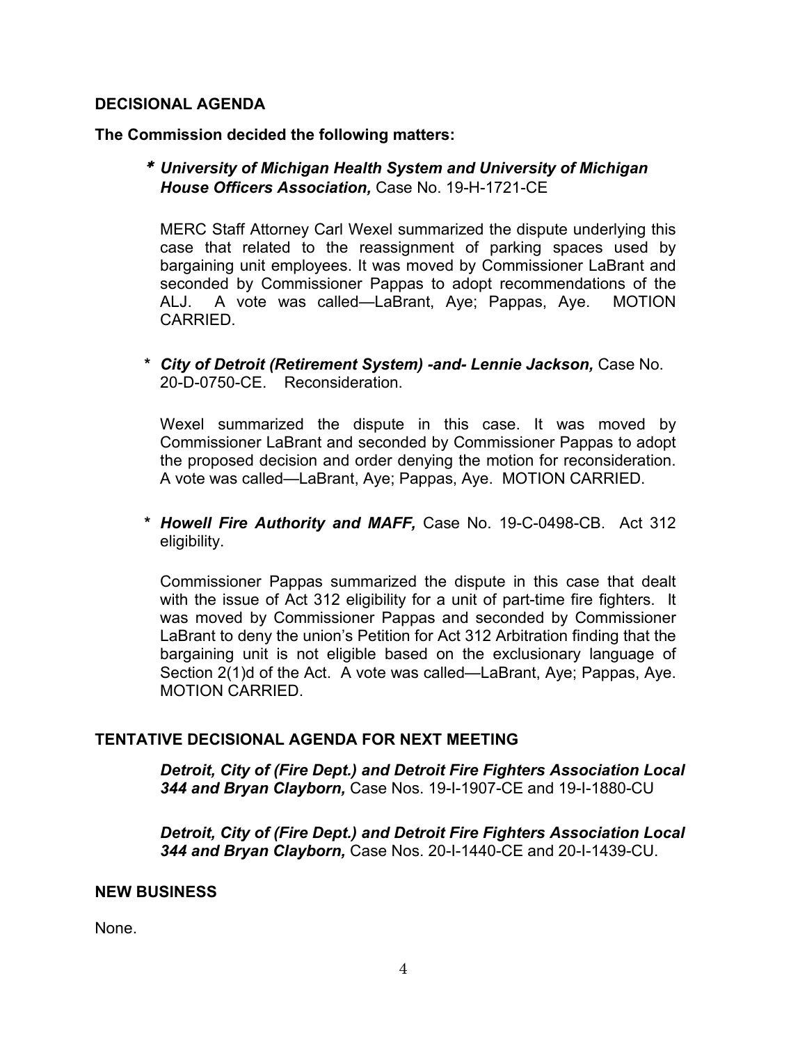**DECISIONAL AGENDA**

**The Commission decided the following matters:**

\* ***University of Michigan Health System and University of Michigan House Officers Association,*** Case No. 19-H-1721-CE

MERC Staff Attorney Carl Wexel summarized the dispute underlying this case that related to the reassignment of parking spaces used by bargaining unit employees. It was moved by Commissioner LaBrant and seconded by Commissioner Pappas to adopt recommendations of the ALJ. A vote was called—LaBrant, Aye; Pappas, Aye. MOTION CARRIED.

\* ***City of Detroit (Retirement System) -and- Lennie Jackson,*** Case No. 20-D-0750-CE. Reconsideration.

Wexel summarized the dispute in this case. It was moved by Commissioner LaBrant and seconded by Commissioner Pappas to adopt the proposed decision and order denying the motion for reconsideration. A vote was called—LaBrant, Aye; Pappas, Aye. MOTION CARRIED.

\* ***Howell Fire Authority and MAFF,*** Case No. 19-C-0498-CB. Act 312 eligibility.

Commissioner Pappas summarized the dispute in this case that dealt with the issue of Act 312 eligibility for a unit of part-time fire fighters. It was moved by Commissioner Pappas and seconded by Commissioner LaBrant to deny the union's Petition for Act 312 Arbitration finding that the bargaining unit is not eligible based on the exclusionary language of Section 2(1)d of the Act. A vote was called—LaBrant, Aye; Pappas, Aye. MOTION CARRIED.

**TENTATIVE DECISIONAL AGENDA FOR NEXT MEETING**

***Detroit, City of (Fire Dept.) and Detroit Fire Fighters Association Local 344 and Bryan Clayborn,*** Case Nos. 19-I-1907-CE and 19-I-1880-CU

***Detroit, City of (Fire Dept.) and Detroit Fire Fighters Association Local 344 and Bryan Clayborn,*** Case Nos. 20-I-1440-CE and 20-I-1439-CU.

**NEW BUSINESS**

None.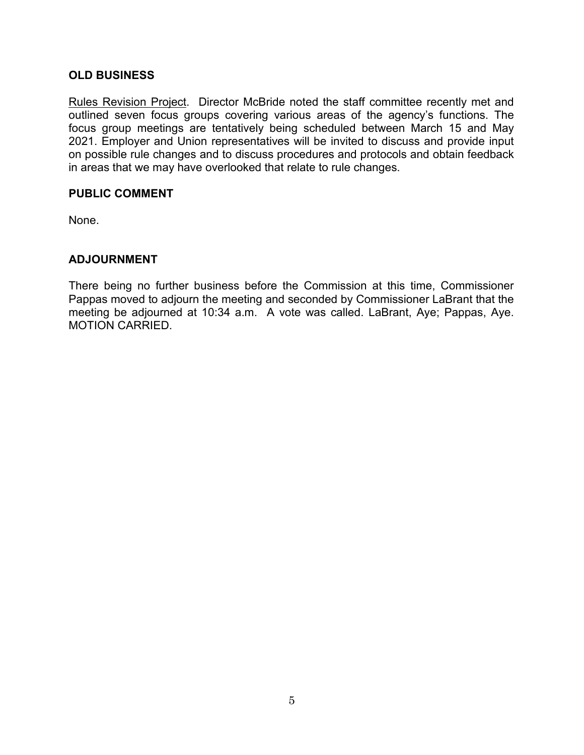## OLD BUSINESS

Rules Revision Project. Director McBride noted the staff committee recently met and outlined seven focus groups covering various areas of the agency's functions. The focus group meetings are tentatively being scheduled between March 15 and May 2021. Employer and Union representatives will be invited to discuss and provide input on possible rule changes and to discuss procedures and protocols and obtain feedback in areas that we may have overlooked that relate to rule changes.

## PUBLIC COMMENT

None.

## ADJOURNMENT

There being no further business before the Commission at this time, Commissioner Pappas moved to adjourn the meeting and seconded by Commissioner LaBrant that the meeting be adjourned at 10:34 a.m. A vote was called. LaBrant, Aye; Pappas, Aye. MOTION CARRIED.